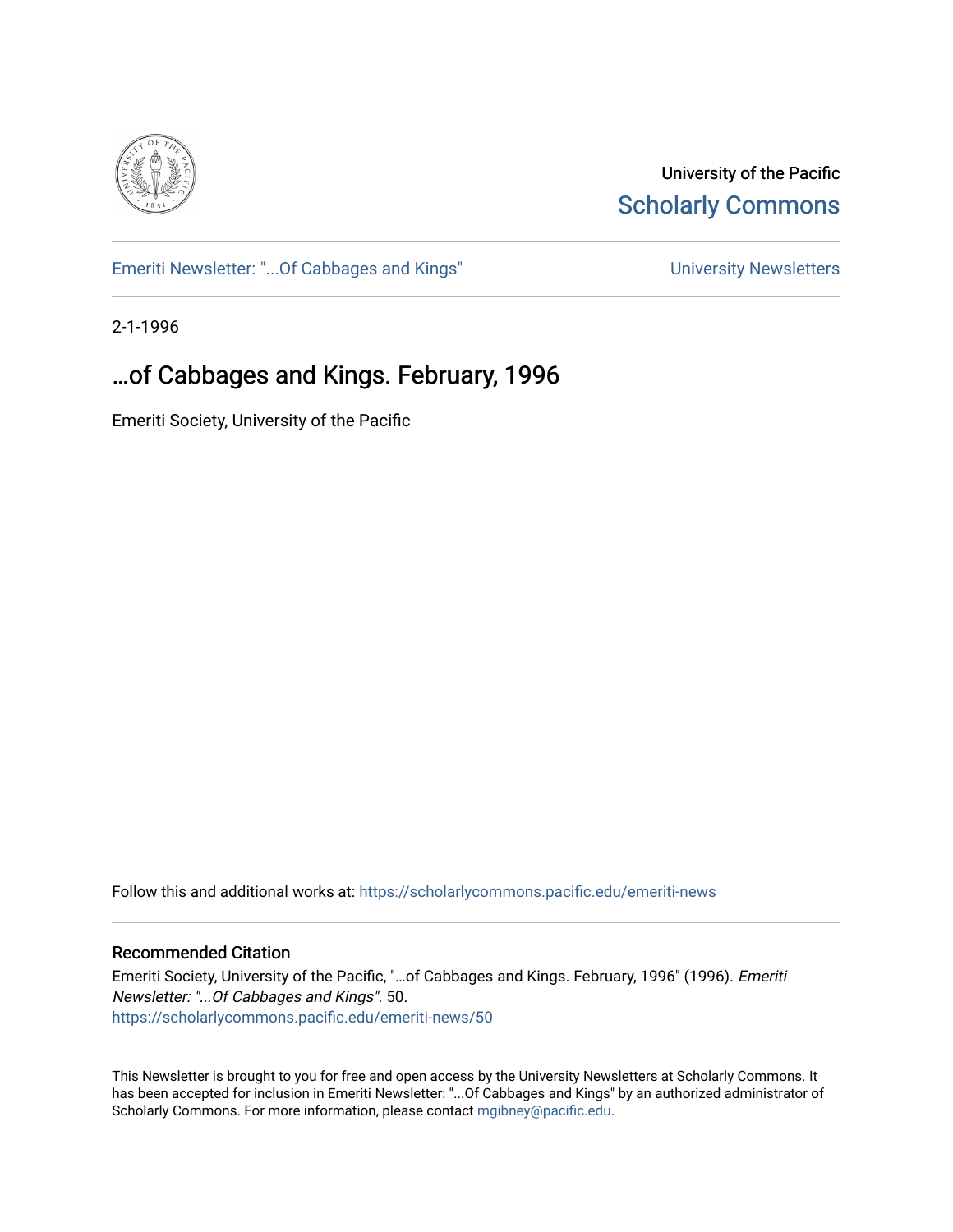University of the Pacific
Scholarly Commons

Emeriti Newsletter: "...Of Cabbages and Kings" | University Newsletters

2-1-1996

# …of Cabbages and Kings. February, 1996

Emeriti Society, University of the Pacific

Follow this and additional works at: https://scholarlycommons.pacific.edu/emeriti-news

## Recommended Citation

Emeriti Society, University of the Pacific, "…of Cabbages and Kings. February, 1996" (1996). *Emeriti Newsletter: "...Of Cabbages and Kings"*. 50.
https://scholarlycommons.pacific.edu/emeriti-news/50

This Newsletter is brought to you for free and open access by the University Newsletters at Scholarly Commons. It has been accepted for inclusion in Emeriti Newsletter: "...Of Cabbages and Kings" by an authorized administrator of Scholarly Commons. For more information, please contact mgibney@pacific.edu.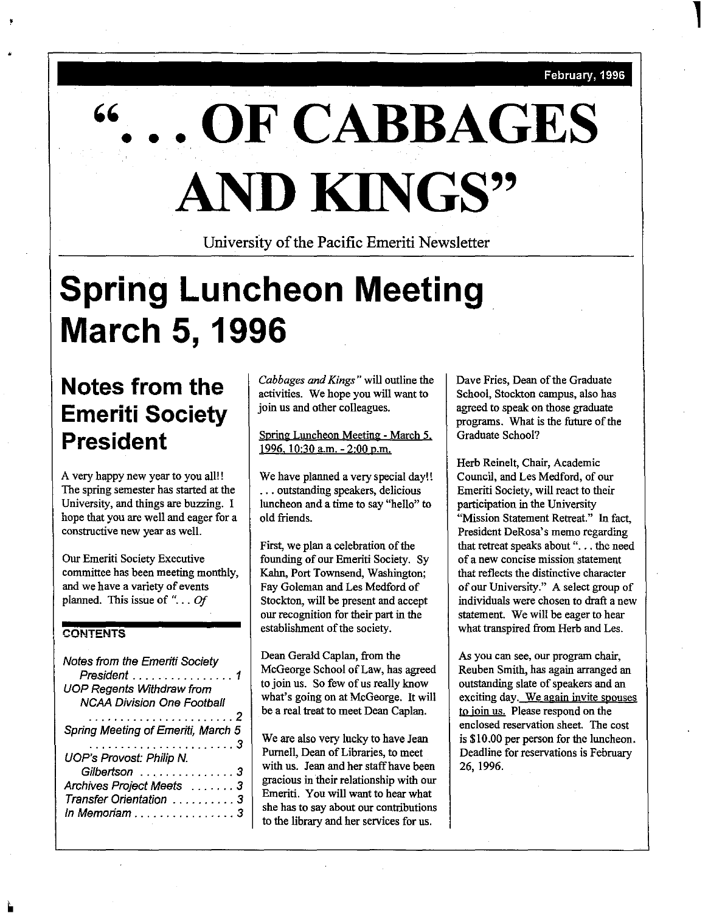February, 1996

# "... OF CABBAGES AND KINGS"

University of the Pacific Emeriti Newsletter

# Spring Luncheon Meeting March 5, 1996

## Notes from the Emeriti Society President

A very happy new year to you all!! The spring semester has started at the University, and things are buzzing. I hope that you are well and eager for a constructive new year as well.

Our Emeriti Society Executive committee has been meeting monthly, and we have a variety of events planned. This issue of *"... Of Cabbages and Kings"* will outline the activities. We hope you will want to join us and other colleagues.

Spring Luncheon Meeting - March 5, 1996, 10:30 a.m. - 2:00 p.m.

We have planned a very special day!! ... outstanding speakers, delicious luncheon and a time to say "hello" to old friends.

First, we plan a celebration of the founding of our Emeriti Society. Sy Kahn, Port Townsend, Washington; Fay Goleman and Les Medford of Stockton, will be present and accept our recognition for their part in the establishment of the society.

Dean Gerald Caplan, from the McGeorge School of Law, has agreed to join us. So few of us really know what's going on at McGeorge. It will be a real treat to meet Dean Caplan.

We are also very lucky to have Jean Purnell, Dean of Libraries, to meet with us. Jean and her staff have been gracious in their relationship with our Emeriti. You will want to hear what she has to say about our contributions to the library and her services for us.

Dave Fries, Dean of the Graduate School, Stockton campus, also has agreed to speak on those graduate programs. What is the future of the Graduate School?

Herb Reinelt, Chair, Academic Council, and Les Medford, of our Emeriti Society, will react to their participation in the University "Mission Statement Retreat." In fact, President DeRosa's memo regarding that retreat speaks about "... the need of a new concise mission statement that reflects the distinctive character of our University." A select group of individuals were chosen to draft a new statement. We will be eager to hear what transpired from Herb and Les.

As you can see, our program chair, Reuben Smith, has again arranged an outstanding slate of speakers and an exciting day. We again invite spouses to join us. Please respond on the enclosed reservation sheet. The cost is $10.00 per person for the luncheon. Deadline for reservations is February 26, 1996.

**CONTENTS**

*Notes from the Emeriti Society President* ........ 1
*UOP Regents Withdraw from NCAA Division One Football* ........ 2
*Spring Meeting of Emeriti, March 5* ........ 3
*UOP's Provost: Philip N. Gilbertson* ........ 3
*Archives Project Meets* ........ 3
*Transfer Orientation* ........ 3
*In Memoriam* ........ 3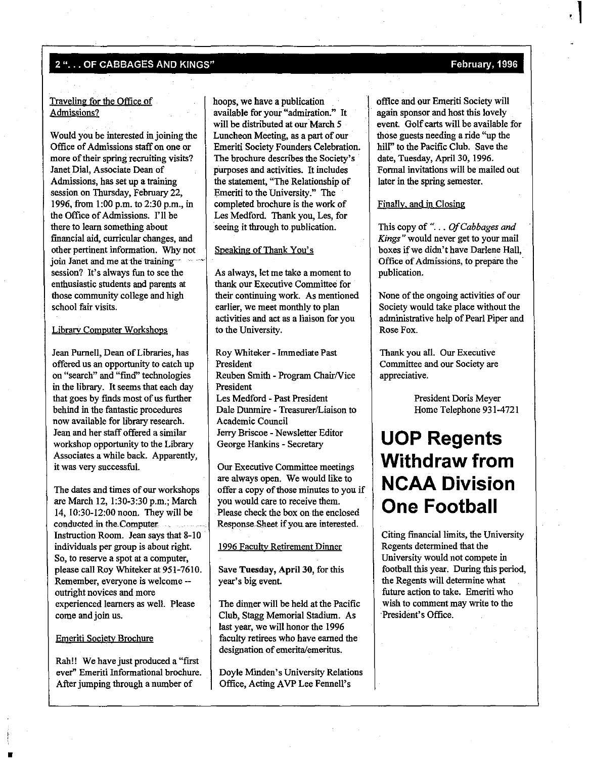Traveling for the Office of Admissions?

Would you be interested in joining the Office of Admissions staff on one or more of their spring recruiting visits? Janet Dial, Associate Dean of Admissions, has set up a training session on Thursday, February 22, 1996, from 1:00 p.m. to 2:30 p.m., in the Office of Admissions. I'll be there to learn something about financial aid, curricular changes, and other pertinent information. Why not join Janet and me at the training session? It's always fun to see the enthusiastic students and parents at those community college and high school fair visits.

Library Computer Workshops

Jean Purnell, Dean of Libraries, has offered us an opportunity to catch up on "search" and "find" technologies in the library. It seems that each day that goes by finds most of us further behind in the fantastic procedures now available for library research. Jean and her staff offered a similar workshop opportunity to the Library Associates a while back. Apparently, it was very successful.

The dates and times of our workshops are March 12, 1:30-3:30 p.m.; March 14, 10:30-12:00 noon. They will be conducted in the Computer Instruction Room. Jean says that 8-10 individuals per group is about right. So, to reserve a spot at a computer, please call Roy Whiteker at 951-7610. Remember, everyone is welcome -- outright novices and more experienced learners as well. Please come and join us.

Emeriti Society Brochure

Rah!! We have just produced a "first ever" Emeriti Informational brochure. After jumping through a number of hoops, we have a publication available for your "admiration." It will be distributed at our March 5 Luncheon Meeting, as a part of our Emeriti Society Founders Celebration. The brochure describes the Society's purposes and activities. It includes the statement, "The Relationship of Emeriti to the University." The completed brochure is the work of Les Medford. Thank you, Les, for seeing it through to publication.

Speaking of Thank You's

As always, let me take a moment to thank our Executive Committee for their continuing work. As mentioned earlier, we meet monthly to plan activities and act as a liaison for you to the University.

Roy Whiteker - Immediate Past President
Reuben Smith - Program Chair/Vice President
Les Medford - Past President
Dale Dunmire - Treasurer/Liaison to Academic Council
Jerry Briscoe - Newsletter Editor
George Hankins - Secretary

Our Executive Committee meetings are always open. We would like to offer a copy of those minutes to you if you would care to receive them. Please check the box on the enclosed Response Sheet if you are interested.

1996 Faculty Retirement Dinner

Save **Tuesday, April 30**, for this year's big event.

The dinner will be held at the Pacific Club, Stagg Memorial Stadium. As last year, we will honor the 1996 faculty retirees who have earned the designation of emerita/emeritus.

Doyle Minden's University Relations Office, Acting AVP Lee Fennell's office and our Emeriti Society will again sponsor and host this lovely event. Golf carts will be available for those guests needing a ride "up the hill" to the Pacific Club. Save the date, Tuesday, April 30, 1996. Formal invitations will be mailed out later in the spring semester.

Finally, and in Closing

This copy of "*. . . Of Cabbages and Kings*" would never get to your mail boxes if we didn't have Darlene Hall, Office of Admissions, to prepare the publication.

None of the ongoing activities of our Society would take place without the administrative help of Pearl Piper and Rose Fox.

Thank you all. Our Executive Committee and our Society are appreciative.

President Doris Meyer
Home Telephone 931-4721

# UOP Regents Withdraw from NCAA Division One Football

Citing financial limits, the University Regents determined that the University would not compete in football this year. During this period, the Regents will determine what future action to take. Emeriti who wish to comment may write to the President's Office.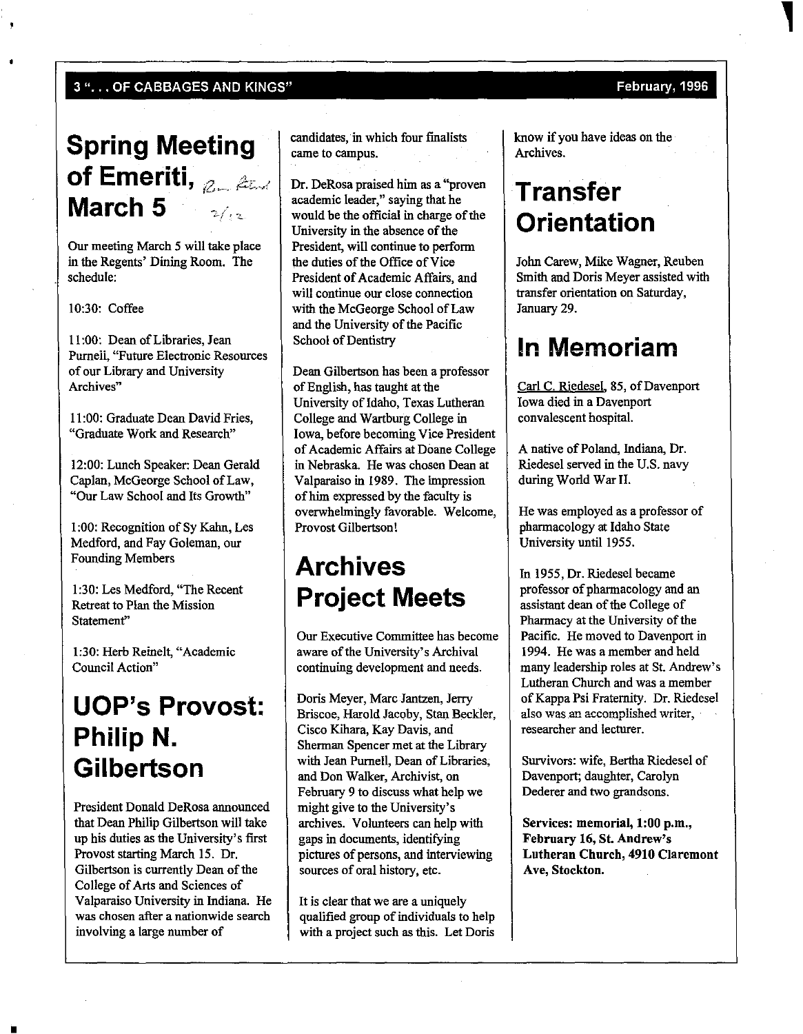## Spring Meeting of Emeriti, March 5

Our meeting March 5 will take place in the Regents' Dining Room. The schedule:

10:30: Coffee

11:00: Dean of Libraries, Jean Purnell, "Future Electronic Resources of our Library and University Archives"

11:00: Graduate Dean David Fries, "Graduate Work and Research"

12:00: Lunch Speaker: Dean Gerald Caplan, McGeorge School of Law, "Our Law School and Its Growth"

1:00: Recognition of Sy Kahn, Les Medford, and Fay Goleman, our Founding Members

1:30: Les Medford, "The Recent Retreat to Plan the Mission Statement"

1:30: Herb Reinelt, "Academic Council Action"

## UOP's Provost: Philip N. Gilbertson

President Donald DeRosa announced that Dean Philip Gilbertson will take up his duties as the University's first Provost starting March 15. Dr. Gilbertson is currently Dean of the College of Arts and Sciences of Valparaiso University in Indiana. He was chosen after a nationwide search involving a large number of candidates, in which four finalists came to campus.

Dr. DeRosa praised him as a "proven academic leader," saying that he would be the official in charge of the University in the absence of the President, will continue to perform the duties of the Office of Vice President of Academic Affairs, and will continue our close connection with the McGeorge School of Law and the University of the Pacific School of Dentistry

Dean Gilbertson has been a professor of English, has taught at the University of Idaho, Texas Lutheran College and Wartburg College in Iowa, before becoming Vice President of Academic Affairs at Doane College in Nebraska. He was chosen Dean at Valparaiso in 1989. The impression of him expressed by the faculty is overwhelmingly favorable. Welcome, Provost Gilbertson!

## Archives Project Meets

Our Executive Committee has become aware of the University's Archival continuing development and needs.

Doris Meyer, Marc Jantzen, Jerry Briscoe, Harold Jacoby, Stan Beckler, Cisco Kihara, Kay Davis, and Sherman Spencer met at the Library with Jean Purnell, Dean of Libraries, and Don Walker, Archivist, on February 9 to discuss what help we might give to the University's archives. Volunteers can help with gaps in documents, identifying pictures of persons, and interviewing sources of oral history, etc.

It is clear that we are a uniquely qualified group of individuals to help with a project such as this. Let Doris know if you have ideas on the Archives.

## Transfer Orientation

John Carew, Mike Wagner, Reuben Smith and Doris Meyer assisted with transfer orientation on Saturday, January 29.

## In Memoriam

Carl C. Riedesel, 85, of Davenport Iowa died in a Davenport convalescent hospital.

A native of Poland, Indiana, Dr. Riedesel served in the U.S. navy during World War II.

He was employed as a professor of pharmacology at Idaho State University until 1955.

In 1955, Dr. Riedesel became professor of pharmacology and an assistant dean of the College of Pharmacy at the University of the Pacific. He moved to Davenport in 1994. He was a member and held many leadership roles at St. Andrew's Lutheran Church and was a member of Kappa Psi Fraternity. Dr. Riedesel also was an accomplished writer, researcher and lecturer.

Survivors: wife, Bertha Riedesel of Davenport; daughter, Carolyn Dederer and two grandsons.

**Services: memorial, 1:00 p.m., February 16, St. Andrew's Lutheran Church, 4910 Claremont Ave, Stockton.**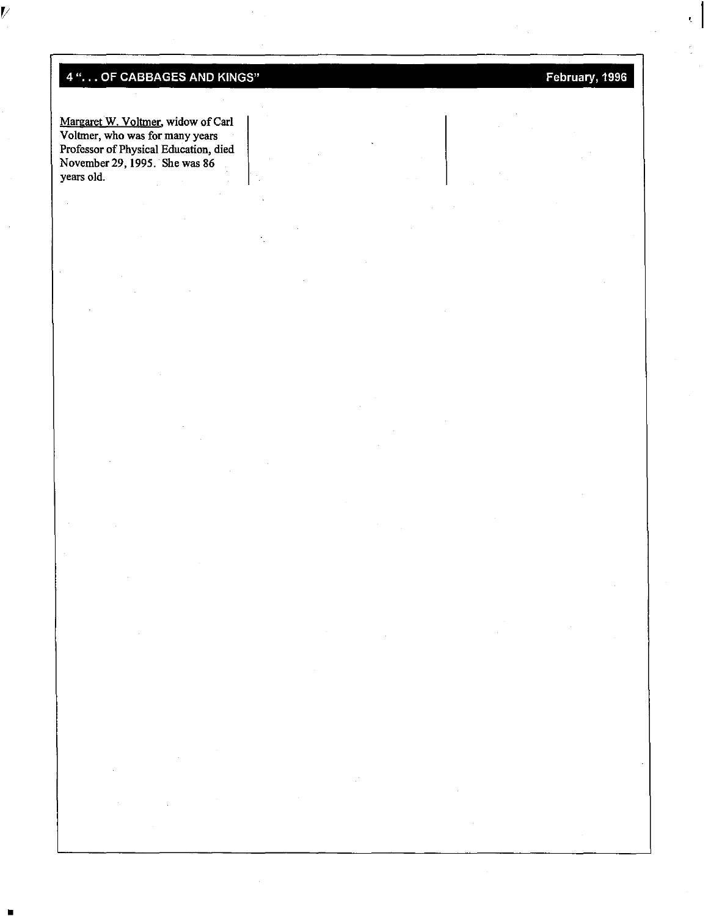<u>Margaret W. Voltmer</u>, widow of Carl Voltmer, who was for many years Professor of Physical Education, died November 29, 1995. She was 86 years old.